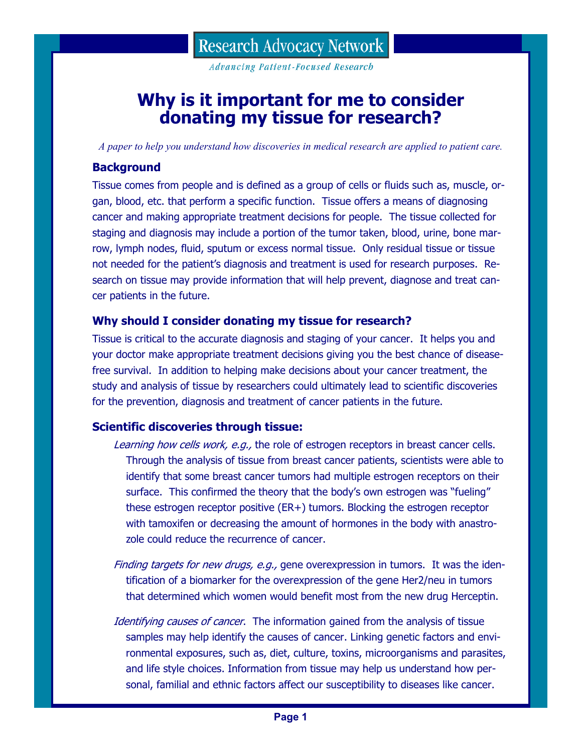Research Advocacy Network

*Advancing Patient-Focused Research*

# Why is it important for me to consider donating my tissue for research?

*A paper to help you understand how discoveries in medical research are applied to patient care.*

## Background

Tissue comes from people and is defined as a group of cells or fluids such as, muscle, organ, blood, etc. that perform a specific function. Tissue offers a means of diagnosing cancer and making appropriate treatment decisions for people. The tissue collected for staging and diagnosis may include a portion of the tumor taken, blood, urine, bone marrow, lymph nodes, fluid, sputum or excess normal tissue. Only residual tissue or tissue not needed for the patient's diagnosis and treatment is used for research purposes. Research on tissue may provide information that will help prevent, diagnose and treat cancer patients in the future.

## Why should I consider donating my tissue for research?

Tissue is critical to the accurate diagnosis and staging of your cancer. It helps you and your doctor make appropriate treatment decisions giving you the best chance of disease-free survival. In addition to helping make decisions about your cancer treatment, the study and analysis of tissue by researchers could ultimately lead to scientific discoveries for the prevention, diagnosis and treatment of cancer patients in the future.

## Scientific discoveries through tissue:

*Learning how cells work, e.g.,* the role of estrogen receptors in breast cancer cells. Through the analysis of tissue from breast cancer patients, scientists were able to identify that some breast cancer tumors had multiple estrogen receptors on their surface. This confirmed the theory that the body's own estrogen was "fueling" these estrogen receptor positive (ER+) tumors. Blocking the estrogen receptor with tamoxifen or decreasing the amount of hormones in the body with anastrozole could reduce the recurrence of cancer.

*Finding targets for new drugs, e.g.,* gene overexpression in tumors. It was the identification of a biomarker for the overexpression of the gene Her2/neu in tumors that determined which women would benefit most from the new drug Herceptin.

*Identifying causes of cancer*. The information gained from the analysis of tissue samples may help identify the causes of cancer. Linking genetic factors and environmental exposures, such as, diet, culture, toxins, microorganisms and parasites, and life style choices. Information from tissue may help us understand how personal, familial and ethnic factors affect our susceptibility to diseases like cancer.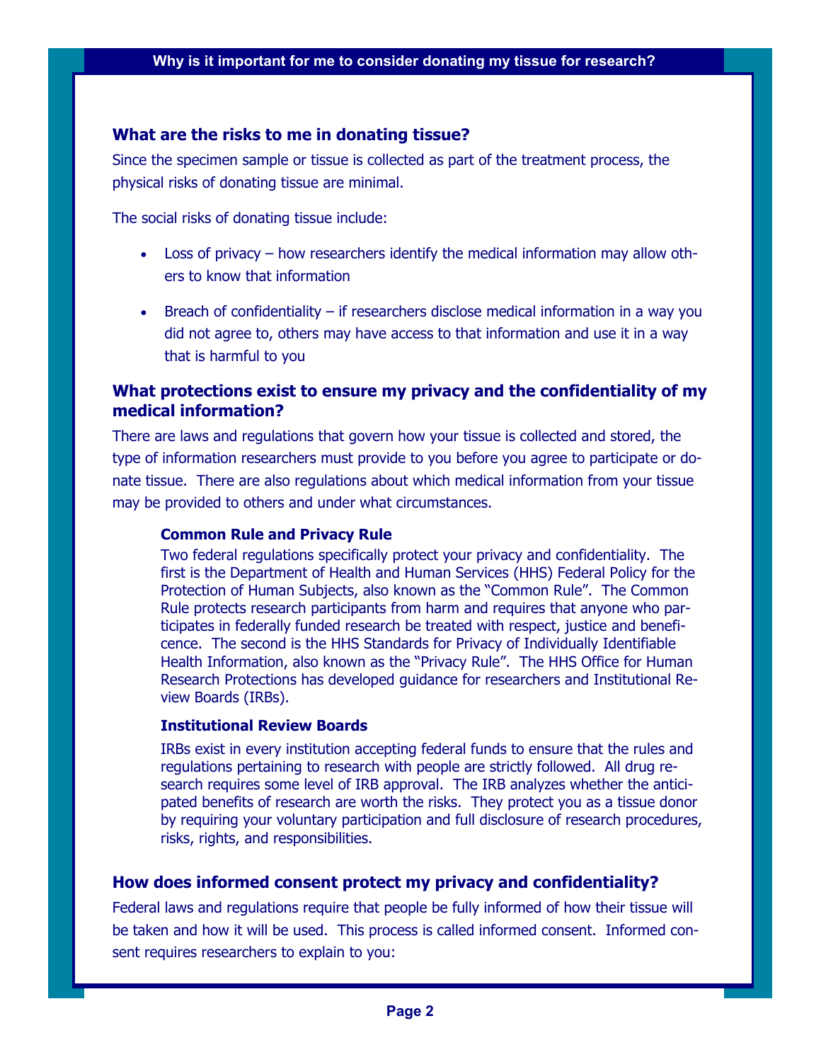## What are the risks to me in donating tissue?

Since the specimen sample or tissue is collected as part of the treatment process, the physical risks of donating tissue are minimal.

The social risks of donating tissue include:

- Loss of privacy – how researchers identify the medical information may allow others to know that information
- Breach of confidentiality – if researchers disclose medical information in a way you did not agree to, others may have access to that information and use it in a way that is harmful to you

## What protections exist to ensure my privacy and the confidentiality of my medical information?

There are laws and regulations that govern how your tissue is collected and stored, the type of information researchers must provide to you before you agree to participate or donate tissue. There are also regulations about which medical information from your tissue may be provided to others and under what circumstances.

### Common Rule and Privacy Rule

Two federal regulations specifically protect your privacy and confidentiality. The first is the Department of Health and Human Services (HHS) Federal Policy for the Protection of Human Subjects, also known as the "Common Rule". The Common Rule protects research participants from harm and requires that anyone who participates in federally funded research be treated with respect, justice and beneficence. The second is the HHS Standards for Privacy of Individually Identifiable Health Information, also known as the "Privacy Rule". The HHS Office for Human Research Protections has developed guidance for researchers and Institutional Review Boards (IRBs).

### Institutional Review Boards

IRBs exist in every institution accepting federal funds to ensure that the rules and regulations pertaining to research with people are strictly followed. All drug research requires some level of IRB approval. The IRB analyzes whether the anticipated benefits of research are worth the risks. They protect you as a tissue donor by requiring your voluntary participation and full disclosure of research procedures, risks, rights, and responsibilities.

## How does informed consent protect my privacy and confidentiality?

Federal laws and regulations require that people be fully informed of how their tissue will be taken and how it will be used. This process is called informed consent. Informed consent requires researchers to explain to you: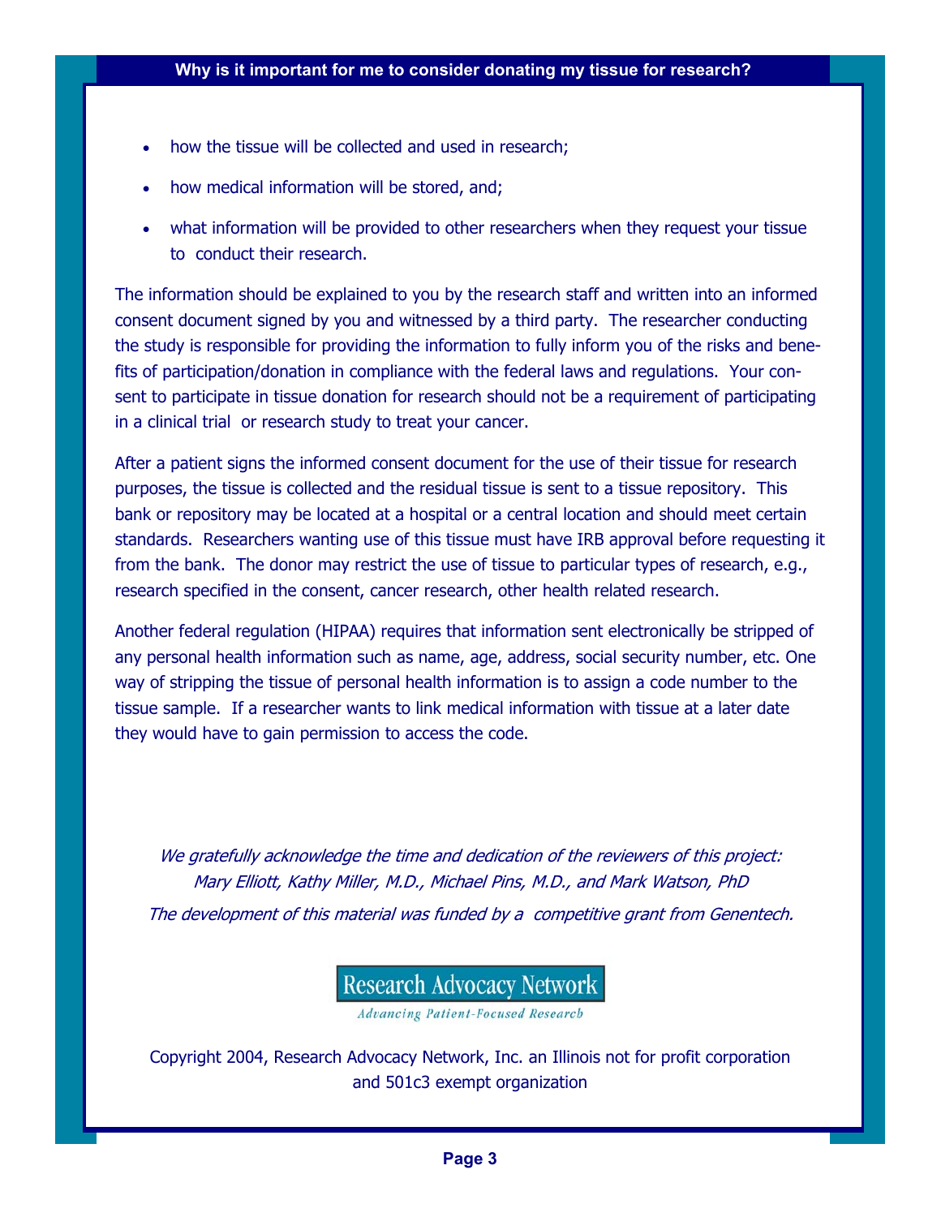## Why is it important for me to consider donating my tissue for research?

- how the tissue will be collected and used in research;
- how medical information will be stored, and;
- what information will be provided to other researchers when they request your tissue to conduct their research.

The information should be explained to you by the research staff and written into an informed consent document signed by you and witnessed by a third party. The researcher conducting the study is responsible for providing the information to fully inform you of the risks and benefits of participation/donation in compliance with the federal laws and regulations. Your consent to participate in tissue donation for research should not be a requirement of participating in a clinical trial or research study to treat your cancer.

After a patient signs the informed consent document for the use of their tissue for research purposes, the tissue is collected and the residual tissue is sent to a tissue repository. This bank or repository may be located at a hospital or a central location and should meet certain standards. Researchers wanting use of this tissue must have IRB approval before requesting it from the bank. The donor may restrict the use of tissue to particular types of research, e.g., research specified in the consent, cancer research, other health related research.

Another federal regulation (HIPAA) requires that information sent electronically be stripped of any personal health information such as name, age, address, social security number, etc. One way of stripping the tissue of personal health information is to assign a code number to the tissue sample. If a researcher wants to link medical information with tissue at a later date they would have to gain permission to access the code.

*We gratefully acknowledge the time and dedication of the reviewers of this project: Mary Elliott, Kathy Miller, M.D., Michael Pins, M.D., and Mark Watson, PhD*

*The development of this material was funded by a competitive grant from Genentech.*

**Research Advocacy Network**

*Advancing Patient-Focused Research*

Copyright 2004, Research Advocacy Network, Inc. an Illinois not for profit corporation and 501c3 exempt organization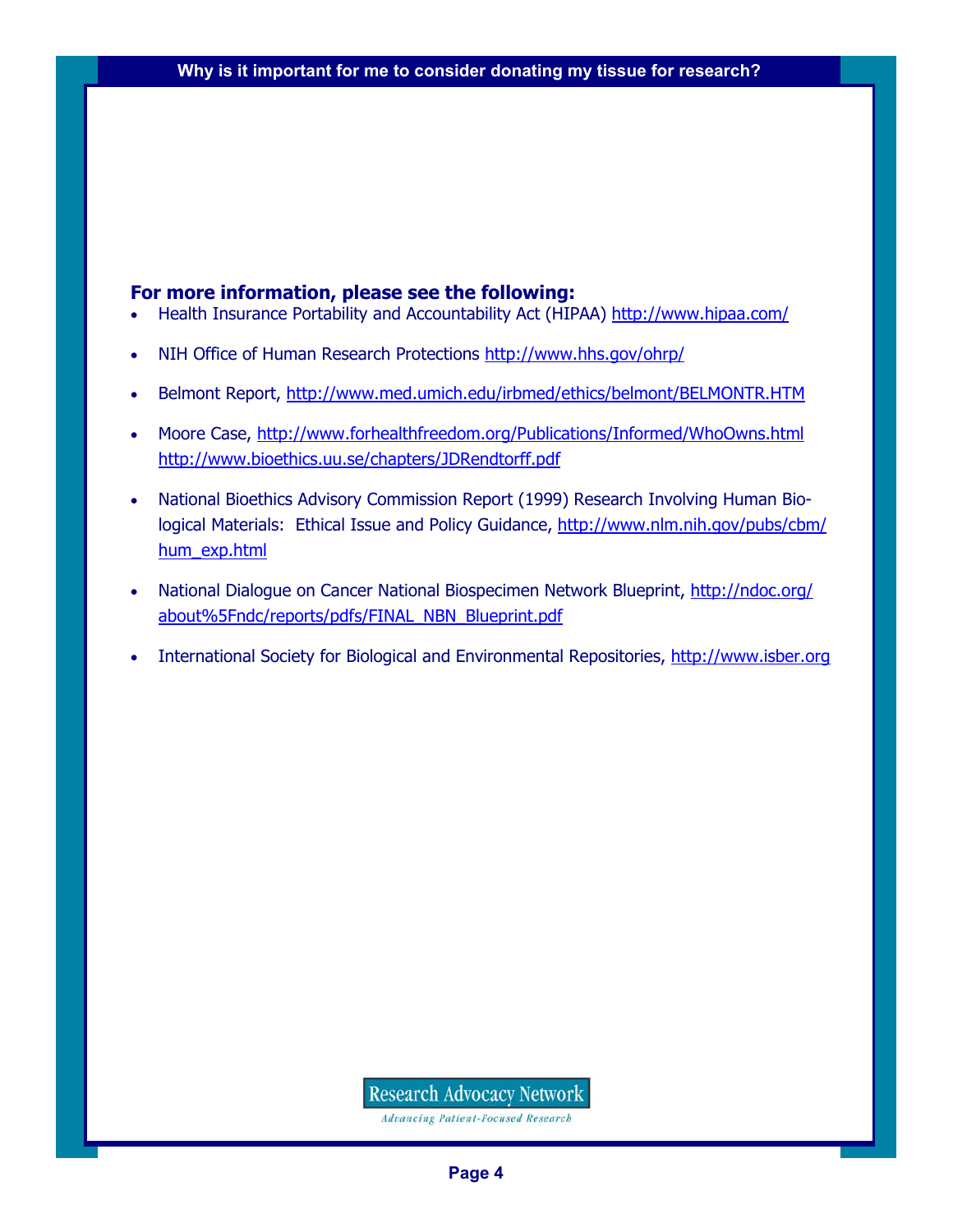**For more information, please see the following:**

- Health Insurance Portability and Accountability Act (HIPAA) http://www.hipaa.com/
- NIH Office of Human Research Protections http://www.hhs.gov/ohrp/
- Belmont Report, http://www.med.umich.edu/irbmed/ethics/belmont/BELMONTR.HTM
- Moore Case, http://www.forhealthfreedom.org/Publications/Informed/WhoOwns.html http://www.bioethics.uu.se/chapters/JDRendtorff.pdf
- National Bioethics Advisory Commission Report (1999) Research Involving Human Biological Materials: Ethical Issue and Policy Guidance, http://www.nlm.nih.gov/pubs/cbm/hum_exp.html
- National Dialogue on Cancer National Biospecimen Network Blueprint, http://ndoc.org/about%5Fndc/reports/pdfs/FINAL_NBN_Blueprint.pdf
- International Society for Biological and Environmental Repositories, http://www.isber.org

Research Advocacy Network

*Advancing Patient-Focused Research*